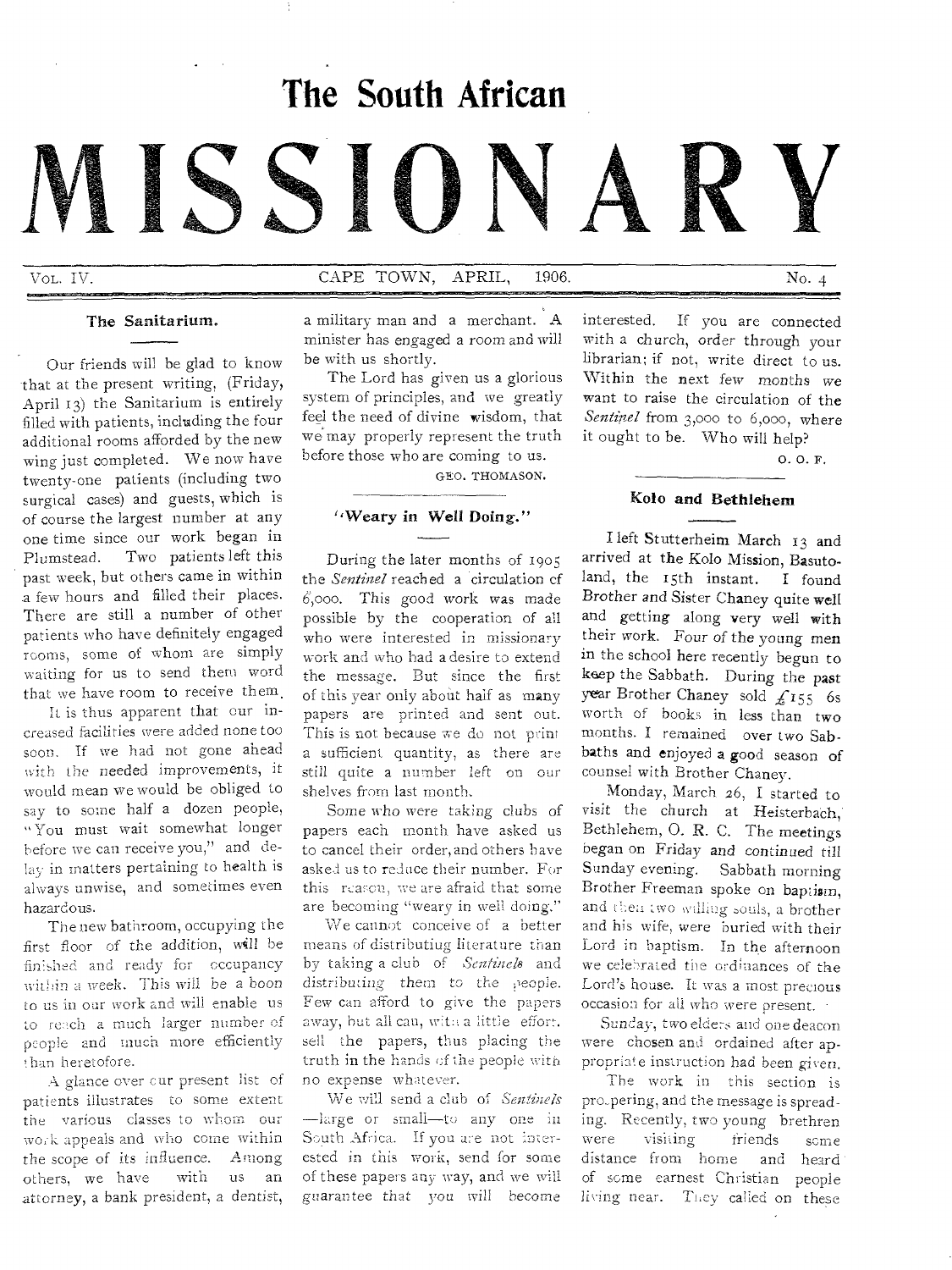# The South African MISSIONARY

VOL. IV. CAPE TOWN, APRIL, 1906. No. 4

## The Sanitarium.

Our friends will be glad to know that at the present writing, (Friday, April 13) the Sanitarium is entirely filled with patients, including the four additional rooms afforded by the new wing just completed. We now have twenty-one patients (including two surgical cases) and guests, which is of course the largest number at any one time since our work began in Plumstead. Two patients left this past week, but others came in within a few hours and filled their places. There are still a number of other patients who have definitely engaged rooms, some of whom are simply waiting for us to send them word that we have room to receive them.

It is thus apparent that our increased facilities were added none too soon. If we had not gone ahead with the needed improvements, it would mean we would be obliged to say to some half a dozen people, "You must wait somewhat longer before we can receive you," and delay in matters pertaining to health is always unwise, and sometimes even hazardous.

The new bathroom, occupying the first floor of the addition, will be finished and ready for occupancy within a week. This will be a boon to us in our work and will enable us to reach a much larger number of people and much more efficiently than heretofore.

A glance over our present list of patients illustrates to some extent the various classes to whom our work appeals and who come within the scope of its influence. Among others, we have with us an attorney, a bank president, a dentist, a military man and a merchant. A minister has engaged a room and will be with us shortly.

The Lord has given us a glorious system of principles, and we greatly feel the need of divine wisdom, that we may properly represent the truth before those who are coming to us.

GEO. THOMASON.

## "Weary in Well Doing."

During the later months of 1905 the *Sentinel* reached a circulation of 6,000. This good work was made possible by the cooperation of all who were interested in missionary work and who had a desire to extend the message. But since the first of this year only about half as many papers are printed and sent out. This is not because we do not print a sufficient quantity, as there are still quite a number left on our shelves from last month.

Some who were taking clubs of papers each month have asked us to cancel their order, and others have asked us to reduce their number. For this reason, we are afraid that some are becoming "weary in well doing."

We cannot conceive of a better means of distributing literature than by taking a club of *Sentinels* and distributing them to the people. Few can afford to give the papers away, but all can, with a little effort, sell the papers, thus placing the truth in the hands of the people with no expense whatever.

We will send a club of *Sentinels* —large or small—to any one in South Africa. If you are not interested in this work, send for some of these papers any way, and we will guarantee that you will become interested. If you are connected with a church, order through your librarian; if not, write direct to us. Within the next few months we want to raise the circulation of the *Sentinel* from 3,000 to 6,000, where it ought to be. Who will help?

O. O. F.

## Kolo and Bethlehem

I left Stutterheim March 13 and arrived at the Kolo Mission, Basutoland, the 15th instant. I found Brother and Sister Chaney quite well and getting along very well with their work. Four of the young men in the school here recently begun to keep the Sabbath. During the past year Brother Chaney sold £155 6s worth of books in less than two months. I remained over two Sabbaths and enjoyed a good season of counsel with Brother Chaney.

Monday, March 26, I started to visit the church at Heisterbach, Bethlehem, O. R. C. The meetings began on Friday and continued till Sunday evening. Sabbath morning Brother Freeman spoke on baptism, and then two willing souls, a brother and his wife, were buried with their Lord in baptism. In the afternoon we celebrated the ordinances of the Lord's house. It was a most precious occasion for all who were present.

Sunday, two elders and one deacon were chosen and ordained after appropriate instruction had been given.

The work in this section is prospering, and the message is spreading. Recently, two young brethren were visiting friends some distance from home and heard of some earnest Christian people living near. They called on these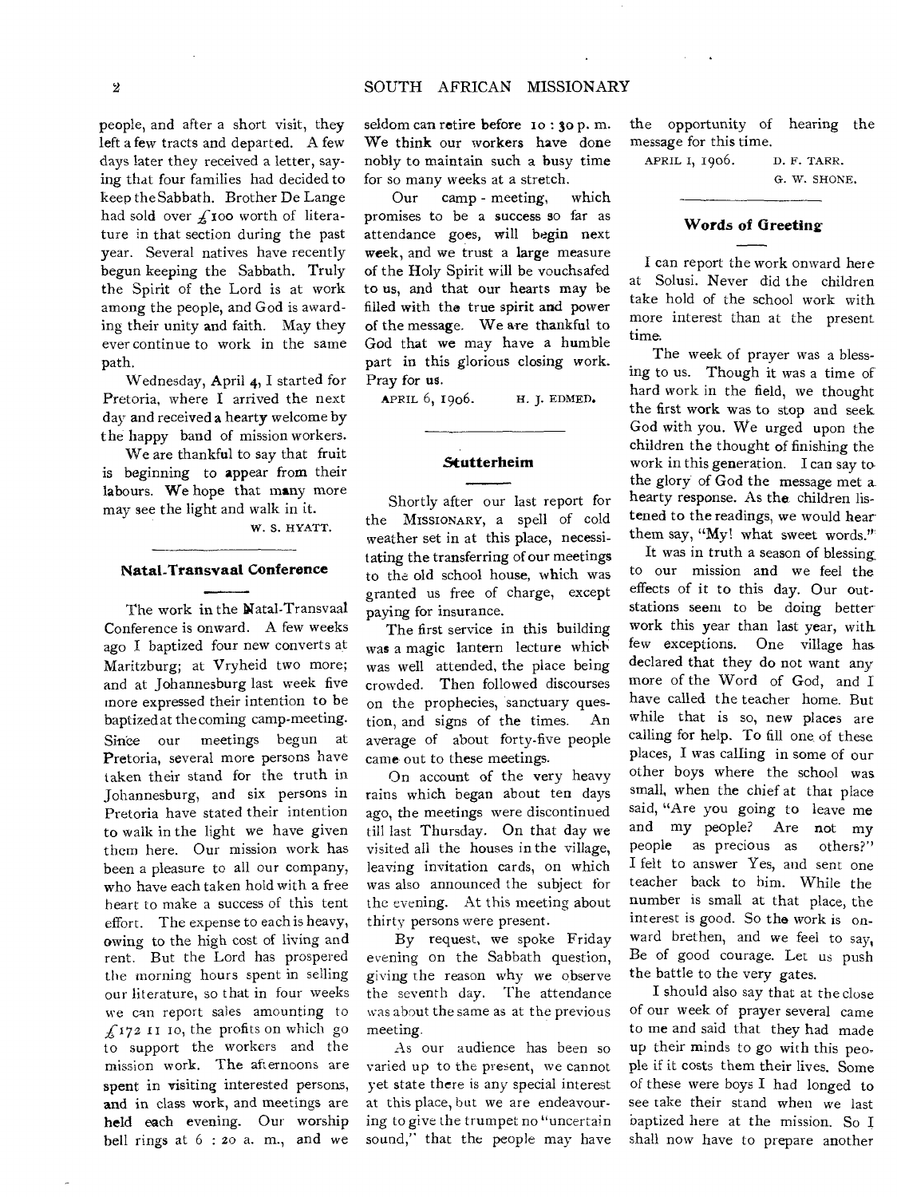people, and after a short visit, they left a few tracts and departed. A few days later they received a letter, saying that four families had decided to keep the Sabbath. Brother De Lange had sold over £100 worth of literature in that section during the past year. Several natives have recently begun keeping the Sabbath. Truly the Spirit of the Lord is at work among the people, and God is awarding their unity and faith. May they ever continue to work in the same path.

Wednesday, April 4, I started for Pretoria, where I arrived the next day and received a hearty welcome by the happy band of mission workers.

We are thankful to say that fruit is beginning to appear from their labours. We hope that many more may see the light and walk in it.

W. S. HYATT.

## Natal-Transvaal Conference

The work in the Natal-Transvaal Conference is onward. A few weeks ago I baptized four new converts at Maritzburg; at Vryheid two more; and at Johannesburg last week five more expressed their intention to be baptized at the coming camp-meeting. Since our meetings begun at Pretoria, several more persons have taken their stand for the truth in Johannesburg, and six persons in Pretoria have stated their intention to walk in the light we have given them here. Our mission work has been a pleasure to all our company, who have each taken hold with a free heart to make a success of this tent effort. The expense to each is heavy, owing to the high cost of living and rent. But the Lord has prospered the morning hours spent in selling our literature, so that in four weeks we can report sales amounting to £172 11 10, the profits on which go to support the workers and the mission work. The afternoons are spent in visiting interested persons, and in class work, and meetings are held each evening. Our worship bell rings at 6 : 20 a. m., and we seldom can retire before 10 : 30 p. m. We think our workers have done nobly to maintain such a busy time for so many weeks at a stretch.

Our camp-meeting, which promises to be a success so far as attendance goes, will begin next week, and we trust a large measure of the Holy Spirit will be vouchsafed to us, and that our hearts may be filled with the true spirit and power of the message. We are thankful to God that we may have a humble part in this glorious closing work. Pray for us.

APRIL 6, 1906. H. J. EDMED.

## Stutterheim

Shortly after our last report for the MISSIONARY, a spell of cold weather set in at this place, necessitating the transferring of our meetings to the old school house, which was granted us free of charge, except paying for insurance.

The first service in this building was a magic lantern lecture which was well attended, the place being crowded. Then followed discourses on the prophecies, sanctuary question, and signs of the times. An average of about forty-five people came out to these meetings.

On account of the very heavy rains which began about ten days ago, the meetings were discontinued till last Thursday. On that day we visited all the houses in the village, leaving invitation cards, on which was also announced the subject for the evening. At this meeting about thirty persons were present.

By request, we spoke Friday evening on the Sabbath question, giving the reason why we observe the seventh day. The attendance was about the same as at the previous meeting.

As our audience has been so varied up to the present, we cannot yet state there is any special interest at this place, but we are endeavouring to give the trumpet no "uncertain sound," that the people may have the opportunity of hearing the message for this time.

APRIL 1, 1906. D. F. TARR.
G. W. SHONE.

## Words of Greeting

I can report the work onward here at Solusi. Never did the children take hold of the school work with more interest than at the present time.

The week of prayer was a blessing to us. Though it was a time of hard work in the field, we thought the first work was to stop and seek God with you. We urged upon the children the thought of finishing the work in this generation. I can say to the glory of God the message met a hearty response. As the children listened to the readings, we would hear them say, "My! what sweet words."

It was in truth a season of blessing to our mission and we feel the effects of it to this day. Our outstations seem to be doing better work this year than last year, with few exceptions. One village has declared that they do not want any more of the Word of God, and I have called the teacher home. But while that is so, new places are calling for help. To fill one of these places, I was calling in some of our other boys where the school was small, when the chief at that place said, "Are you going to leave me and my people? Are not my people as precious as others?" I felt to answer Yes, and sent one teacher back to him. While the number is small at that place, the interest is good. So the work is onward brethen, and we feel to say, Be of good courage. Let us push the battle to the very gates.

I should also say that at the close of our week of prayer several came to me and said that they had made up their minds to go with this people if it costs them their lives. Some of these were boys I had longed to see take their stand when we last baptized here at the mission. So I shall now have to prepare another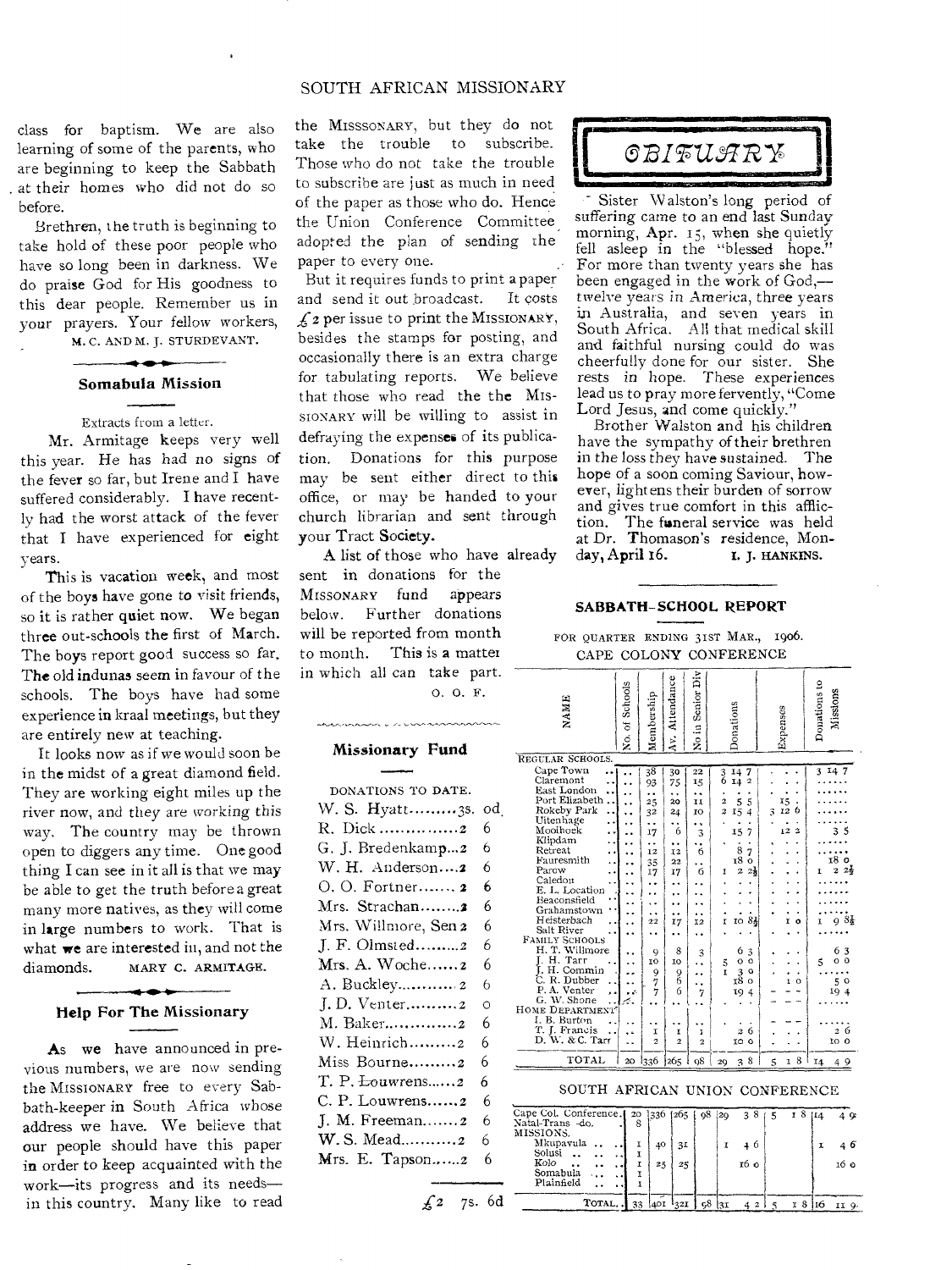class for baptism. We are also learning of some of the parents, who are beginning to keep the Sabbath at their homes who did not do so before.

Brethren, the truth is beginning to take hold of these poor people who have so long been in darkness. We do praise God for His goodness to this dear people. Remember us in your prayers. Your fellow workers,

M. C. AND M. J. STURDEVANT.

### Somabula Mission

Extracts from a letter.

Mr. Armitage keeps very well this year. He has had no signs of the fever so far, but Irene and I have suffered considerably. I have recently had the worst attack of the fever that I have experienced for eight years.

This is vacation week, and most of the boys have gone to visit friends, so it is rather quiet now. We began three out-schools the first of March. The boys report good success so far. The old indunas seem in favour of the schools. The boys have had some experience in kraal meetings, but they are entirely new at teaching.

It looks now as if we would soon be in the midst of a great diamond field. They are working eight miles up the river now, and they are working this way. The country may be thrown open to diggers any time. One good thing I can see in it all is that we may be able to get the truth before a great many more natives, as they will come in large numbers to work. That is what we are interested in, and not the diamonds.

MARY C. ARMITAGE.

### Help For The Missionary

As we have announced in previous numbers, we are now sending the MISSIONARY free to every Sabbath-keeper in South Africa whose address we have. We believe that our people should have this paper in order to keep acquainted with the work—its progress and its needs—in this country. Many like to read the MISSSONARY, but they do not take the trouble to subscribe. Those who do not take the trouble to subscribe are just as much in need of the paper as those who do. Hence the Union Conference Committee adopted the plan of sending the paper to every one.

But it requires funds to print a paper and send it out broadcast. It costs £2 per issue to print the MISSIONARY, besides the stamps for posting, and occasionally there is an extra charge for tabulating reports. We believe that those who read the the MISSIONARY will be willing to assist in defraying the expenses of its publication. Donations for this purpose may be sent either direct to this office, or may be handed to your church librarian and sent through your Tract Society.

A list of those who have already sent in donations for the MISSIONARY fund appears below. Further donations will be reported from month to month. This is a matter in which all can take part.

O. O. F.

### Missionary Fund

DONATIONS TO DATE.

W. S. Hyatt.........3s. od
R. Dick...............2 6
G. J. Bredenkamp...2 6
W. H. Anderson....2 6
O. O. Fortner.......2 6
Mrs. Strachan........2 6
Mrs. Willmore, Sen 2 6
J. F. Olmsted.........2 6
Mrs. A. Woche......2 6
A. Buckley...........2 6
J. D. Venter..........2 0
M. Baker..............2 6
W. Heinrich.........2 6
Miss Bourne.........2 6
T. P. Louwrens......2 6
C. P. Louwrens......2 6
J. M. Freeman.......2 6
W. S. Mead...........2 6
Mrs. E. Tapson......2 6

£2 7s. 6d

## OBITUARY

Sister Walston's long period of suffering came to an end last Sunday morning, Apr. 15, when she quietly fell asleep in the "blessed hope." For more than twenty years she has been engaged in the work of God,—twelve years in America, three years in Australia, and seven years in South Africa. All that medical skill and faithful nursing could do was cheerfully done for our sister. She rests in hope. These experiences lead us to pray more fervently, "Come Lord Jesus, and come quickly."

Brother Walston and his children have the sympathy of their brethren in the loss they have sustained. The hope of a soon coming Saviour, however, lightens their burden of sorrow and gives true comfort in this affliction. The funeral service was held at Dr. Thomason's residence, Monday, April 16.

I. J. HANKINS.

### SABBATH-SCHOOL REPORT

FOR QUARTER ENDING 31ST MAR., 1906.
CAPE COLONY CONFERENCE

| NAME | No. of Schools | Membership | Av. Attendance | No in Senior Div | Donations | Expenses | Donations to Missions |
|---|---|---|---|---|---|---|---|
| REGULAR SCHOOLS. | | | | | | | |
| Cape Town | .. | 38 | 30 | 22 | 3 14 7 | . . . | 3 14 7 |
| Claremont | .. | 93 | 75 | 15 | 6 14 2 | . . . | ...... |
| East London | .. | .. | .. | .. | . . . | . . . | ...... |
| Port Elizabeth | .. | 25 | 20 | 11 | 2 5 5 | 15 . | ...... |
| Rokeby Park | .. | 32 | 24 | 10 | 2 15 4 | 3 12 6 | ...... |
| Uitenhage | .. | .. | .. | .. | . . . | . . . | ...... |
| Moolhoek | .. | 17 | 6 | 3 | 15 7 | 12 2 | 3 5 |
| Klipdam | .. | .. | .. | .. | . . . | . . . | ...... |
| Retreat | .. | 12 | 12 | 6 | 8 7 | . . . | ...... |
| Fauresmith | .. | 35 | 22 | .. | 18 0 | . . . | 18 0 |
| Parow | .. | 17 | 17 | 6 | 1 2 2½ | . . . | 1 2 2½ |
| Caledon | .. | .. | .. | .. | . . . | . . . | ...... |
| E. L. Location | .. | .. | .. | .. | . . . | . . . | ...... |
| Beaconsfield | .. | .. | .. | .. | . . . | . . . | ...... |
| Grahamstown | .. | .. | .. | .. | . . . | . . . | ...... |
| Heisterbach | .. | 22 | 17 | 12 | 1 10 8½ | 1 0 | 1 9 8½ |
| Salt River | .. | .. | .. | .. | . . . | . . . | ...... |
| FAMILY SCHOOLS | | | | | | | |
| H. T. Willmore | .. | 9 | 8 | 3 | 6 3 | . . . | 6 3 |
| J. H. Tarr | .. | 10 | 10 | .. | 5 0 0 | . . . | 5 0 0 |
| J. H. Commin | .. | 9 | 9 | .. | 1 3 0 | . . . | ...... |
| C. R. Dubber | .. | 7 | 6 | .. | 18 0 | 1 0 | 5 0 |
| P. A. Venter | .. | 7 | 6 | 7 | 19 4 | --- | 19 4 |
| G. W. Shone | .. | .. | .. | .. | . . . | --- | ...... |
| HOME DEPARTMENT | | | | | | | |
| I. B. Burton | .. | .. | .. | .. | . . . | --- | ...... |
| T. J. Francis | .. | 1 | 1 | 1 | 2 6 | . . . | 2 6 |
| D. W. & C. Tarr | .. | 2 | 2 | 2 | 10 0 | . . . | 10 0 |
| TOTAL | 20 | 336 | 265 | 98 | 29 3 8 | 5 1 8 | 14 4 9 |

SOUTH AFRICAN UNION CONFERENCE

| | No. of Schools | Membership | Av. Attendance | No in Senior Div | Donations | Expenses | Donations to Missions |
|---|---|---|---|---|---|---|---|
| Cape Col. Conference | 20 | 336 | 265 | 98 | 29 3 8 | 5 1 8 | 14 4 9 |
| Natal-Trans -do. | 8 | | | | | | |
| MISSIONS. | | | | | | | |
| Mkupavula | 1 | 40 | 31 | | 1 4 6 | | 1 4 6 |
| Solusi | 1 | | | | | | |
| Kolo | 1 | 25 | 25 | | 16 0 | | 16 0 |
| Somabula | 1 | | | | | | |
| Plainfield | 1 | | | | | | |
| TOTAL | 33 | 401 | 321 | 98 | 31 4 2 | 5 1 8 | 16 11 9 |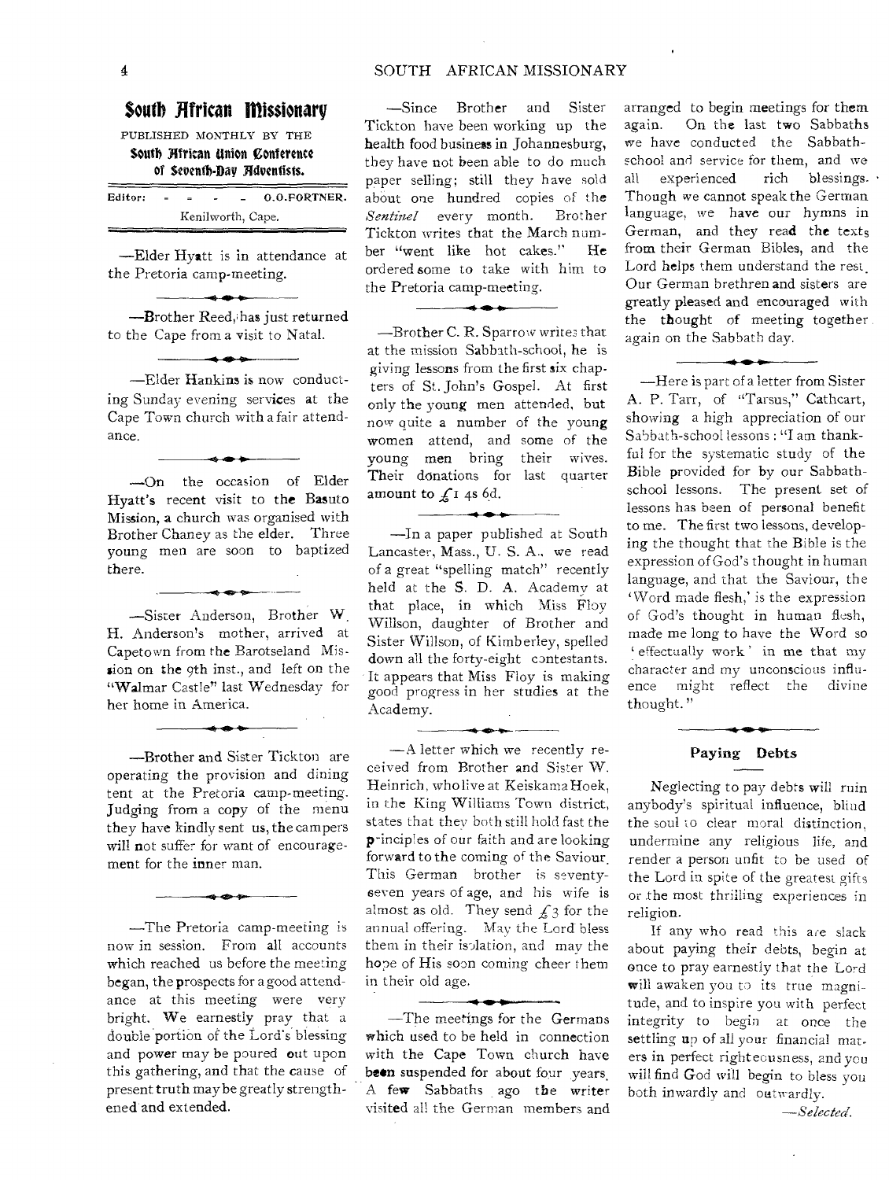# South African Missionary

PUBLISHED MONTHLY BY THE

**South African Union Conference of Seventh-Day Adventists.**

Editor: - - - - O.O.FORTNER.

Kenilworth, Cape.

—Elder Hyatt is in attendance at the Pretoria camp-meeting.

—Brother Reed, has just returned to the Cape from a visit to Natal.

—Elder Hankins is now conducting Sunday evening services at the Cape Town church with a fair attendance.

—On the occasion of Elder Hyatt's recent visit to the Basuto Mission, a church was organised with Brother Chaney as the elder. Three young men are soon to baptized there.

—Sister Anderson, Brother W. H. Anderson's mother, arrived at Capetown from the Barotseland Mission on the 9th inst., and left on the "Walmar Castle" last Wednesday for her home in America.

—Brother and Sister Tickton are operating the provision and dining tent at the Pretoria camp-meeting. Judging from a copy of the menu they have kindly sent us, the campers will not suffer for want of encouragement for the inner man.

—The Pretoria camp-meeting is now in session. From all accounts which reached us before the meeting began, the prospects for a good attendance at this meeting were very bright. We earnestly pray that a double portion of the Lord's blessing and power may be poured out upon this gathering, and that the cause of present truth may be greatly strengthened and extended.

—Since Brother and Sister Tickton have been working up the health food business in Johannesburg, they have not been able to do much paper selling; still they have sold about one hundred copies of the *Sentinel* every month. Brother Tickton writes that the March number "went like hot cakes." He ordered some to take with him to the Pretoria camp-meeting.

—Brother C. R. Sparrow writes that at the mission Sabbath-school, he is giving lessons from the first six chapters of St. John's Gospel. At first only the young men attended, but now quite a number of the young women attend, and some of the young men bring their wives. Their donations for last quarter amount to £1 4s 6d.

—In a paper published at South Lancaster, Mass., U. S. A., we read of a great "spelling match" recently held at the S. D. A. Academy at that place, in which Miss Floy Willson, daughter of Brother and Sister Willson, of Kimberley, spelled down all the forty-eight contestants. It appears that Miss Floy is making good progress in her studies at the Academy.

—A letter which we recently received from Brother and Sister W. Heinrich, who live at Keiskama Hoek, in the King Williams Town district, states that they both still hold fast the principles of our faith and are looking forward to the coming of the Saviour. This German brother is seventy-seven years of age, and his wife is almost as old. They send £3 for the annual offering. May the Lord bless them in their isolation, and may the hope of His soon coming cheer them in their old age.

—The meetings for the Germans which used to be held in connection with the Cape Town church have been suspended for about four years. A few Sabbaths ago the writer visited all the German members and arranged to begin meetings for them again. On the last two Sabbaths we have conducted the Sabbath-school and service for them, and we all experienced rich blessings. Though we cannot speak the German language, we have our hymns in German, and they read the texts from their German Bibles, and the Lord helps them understand the rest. Our German brethren and sisters are greatly pleased and encouraged with the thought of meeting together again on the Sabbath day.

—Here is part of a letter from Sister A. P. Tarr, of "Tarsus," Cathcart, showing a high appreciation of our Sabbath-school lessons: "I am thankful for the systematic study of the Bible provided for by our Sabbath-school lessons. The present set of lessons has been of personal benefit to me. The first two lessons, developing the thought that the Bible is the expression of God's thought in human language, and that the Saviour, the 'Word made flesh,' is the expression of God's thought in human flesh, made me long to have the Word so 'effectually work' in me that my character and my unconscious influence might reflect the divine thought."

### Paying Debts

Neglecting to pay debts will ruin anybody's spiritual influence, blind the soul to clear moral distinction, undermine any religious life, and render a person unfit to be used of the Lord in spite of the greatest gifts or the most thrilling experiences in religion.

If any who read this are slack about paying their debts, begin at once to pray earnestly that the Lord will awaken you to its true magnitude, and to inspire you with perfect integrity to begin at once the settling up of all your financial matters in perfect righteousness, and you will find God will begin to bless you both inwardly and outwardly.

*—Selected.*